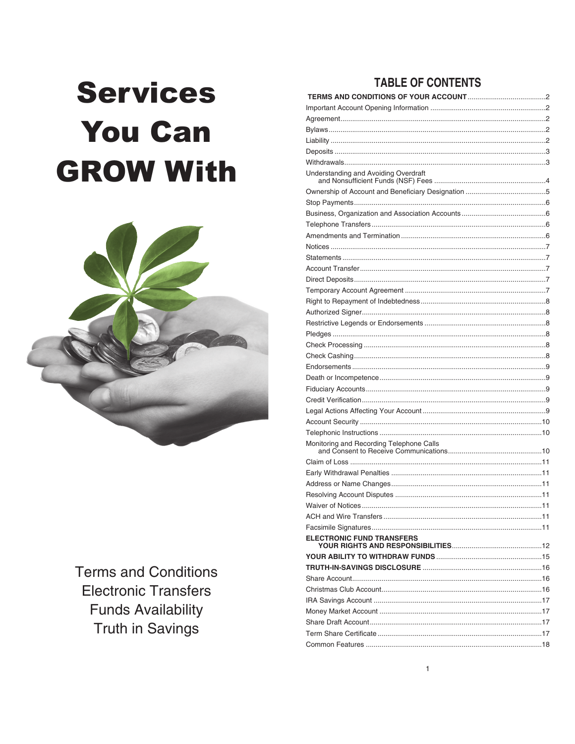# Services You Can GROW With

Terms and Conditions
Electronic Transfers
Funds Availability
Truth in Savings

## TABLE OF CONTENTS

| | |
|---|---|
| **TERMS AND CONDITIONS OF YOUR ACCOUNT** | 2 |
| Important Account Opening Information | 2 |
| Agreement | 2 |
| Bylaws | 2 |
| Liability | 2 |
| Deposits | 3 |
| Withdrawals | 3 |
| Understanding and Avoiding Overdraft and Nonsufficient Funds (NSF) Fees | 4 |
| Ownership of Account and Beneficiary Designation | 5 |
| Stop Payments | 6 |
| Business, Organization and Association Accounts | 6 |
| Telephone Transfers | 6 |
| Amendments and Termination | 6 |
| Notices | 7 |
| Statements | 7 |
| Account Transfer | 7 |
| Direct Deposits | 7 |
| Temporary Account Agreement | 7 |
| Right to Repayment of Indebtedness | 8 |
| Authorized Signer | 8 |
| Restrictive Legends or Endorsements | 8 |
| Pledges | 8 |
| Check Processing | 8 |
| Check Cashing | 8 |
| Endorsements | 9 |
| Death or Incompetence | 9 |
| Fiduciary Accounts | 9 |
| Credit Verification | 9 |
| Legal Actions Affecting Your Account | 9 |
| Account Security | 10 |
| Telephonic Instructions | 10 |
| Monitoring and Recording Telephone Calls and Consent to Receive Communications | 10 |
| Claim of Loss | 11 |
| Early Withdrawal Penalties | 11 |
| Address or Name Changes | 11 |
| Resolving Account Disputes | 11 |
| Waiver of Notices | 11 |
| ACH and Wire Transfers | 11 |
| Facsimile Signatures | 11 |
| **ELECTRONIC FUND TRANSFERS YOUR RIGHTS AND RESPONSIBILITIES** | 12 |
| **YOUR ABILITY TO WITHDRAW FUNDS** | 15 |
| **TRUTH-IN-SAVINGS DISCLOSURE** | 16 |
| Share Account | 16 |
| Christmas Club Account | 16 |
| IRA Savings Account | 17 |
| Money Market Account | 17 |
| Share Draft Account | 17 |
| Term Share Certificate | 17 |
| Common Features | 18 |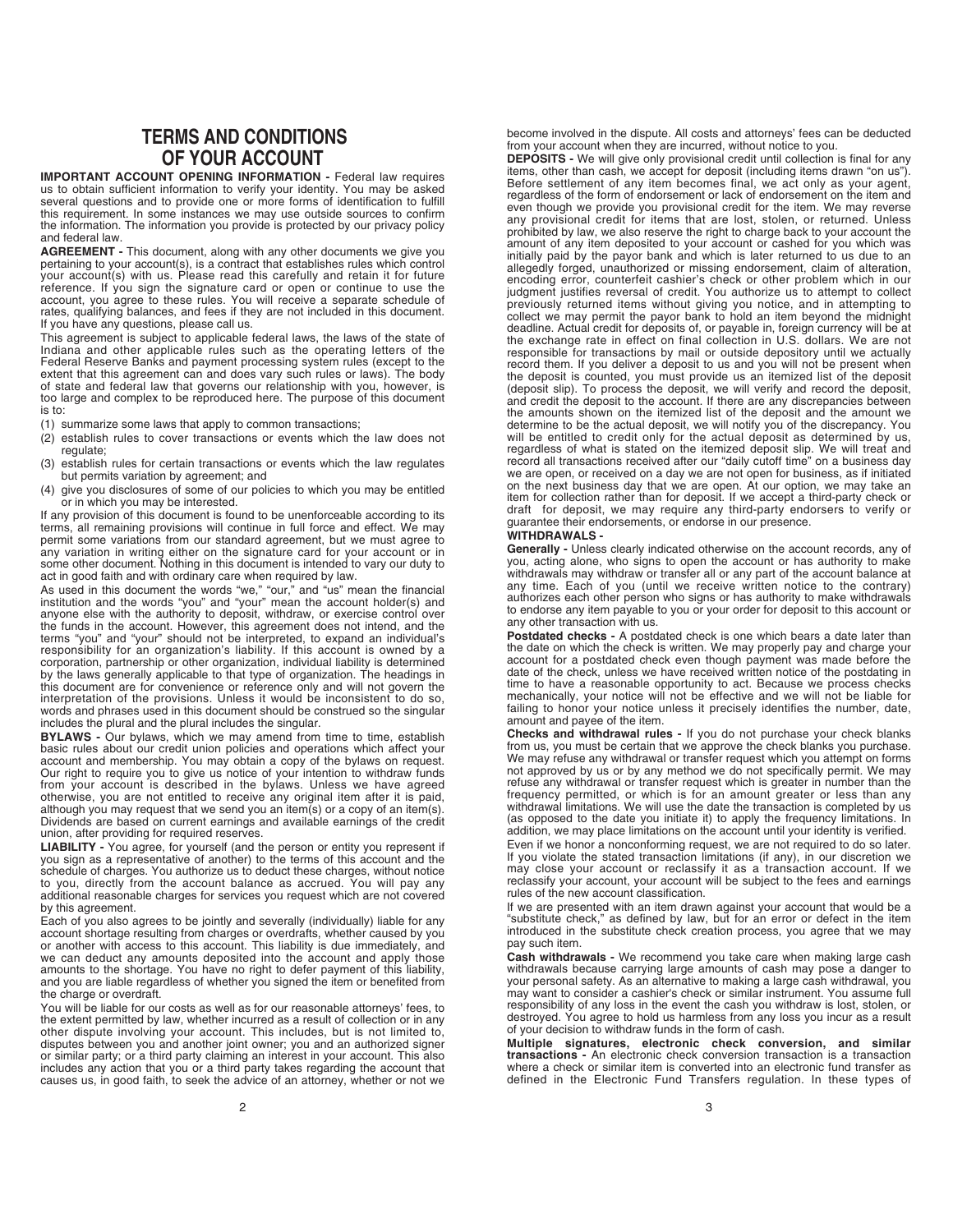# TERMS AND CONDITIONS OF YOUR ACCOUNT

**IMPORTANT ACCOUNT OPENING INFORMATION -** Federal law requires us to obtain sufficient information to verify your identity. You may be asked several questions and to provide one or more forms of identification to fulfill this requirement. In some instances we may use outside sources to confirm the information. The information you provide is protected by our privacy policy and federal law.

**AGREEMENT -** This document, along with any other documents we give you pertaining to your account(s), is a contract that establishes rules which control your account(s) with us. Please read this carefully and retain it for future reference. If you sign the signature card or open or continue to use the account, you agree to these rules. You will receive a separate schedule of rates, qualifying balances, and fees if they are not included in this document. If you have any questions, please call us.

This agreement is subject to applicable federal laws, the laws of the state of Indiana and other applicable rules such as the operating letters of the Federal Reserve Banks and payment processing system rules (except to the extent that this agreement can and does vary such rules or laws). The body of state and federal law that governs our relationship with you, however, is too large and complex to be reproduced here. The purpose of this document is to:

(1) summarize some laws that apply to common transactions;
(2) establish rules to cover transactions or events which the law does not regulate;
(3) establish rules for certain transactions or events which the law regulates but permits variation by agreement; and
(4) give you disclosures of some of our policies to which you may be entitled or in which you may be interested.

If any provision of this document is found to be unenforceable according to its terms, all remaining provisions will continue in full force and effect. We may permit some variations from our standard agreement, but we must agree to any variation in writing either on the signature card for your account or in some other document. Nothing in this document is intended to vary our duty to act in good faith and with ordinary care when required by law.

As used in this document the words "we," "our," and "us" mean the financial institution and the words "you" and "your" mean the account holder(s) and anyone else with the authority to deposit, withdraw, or exercise control over the funds in the account. However, this agreement does not intend, and the terms "you" and "your" should not be interpreted, to expand an individual's responsibility for an organization's liability. If this account is owned by a corporation, partnership or other organization, individual liability is determined by the laws generally applicable to that type of organization. The headings in this document are for convenience or reference only and will not govern the interpretation of the provisions. Unless it would be inconsistent to do so, words and phrases used in this document should be construed so the singular includes the plural and the plural includes the singular.

**BYLAWS -** Our bylaws, which we may amend from time to time, establish basic rules about our credit union policies and operations which affect your account and membership. You may obtain a copy of the bylaws on request. Our right to require you to give us notice of your intention to withdraw funds from your account is described in the bylaws. Unless we have agreed otherwise, you are not entitled to receive any original item after it is paid, although you may request that we send you an item(s) or a copy of an item(s). Dividends are based on current earnings and available earnings of the credit union, after providing for required reserves.

**LIABILITY -** You agree, for yourself (and the person or entity you represent if you sign as a representative of another) to the terms of this account and the schedule of charges. You authorize us to deduct these charges, without notice to you, directly from the account balance as accrued. You will pay any additional reasonable charges for services you request which are not covered by this agreement.

Each of you also agrees to be jointly and severally (individually) liable for any account shortage resulting from charges or overdrafts, whether caused by you or another with access to this account. This liability is due immediately, and we can deduct any amounts deposited into the account and apply those amounts to the shortage. You have no right to defer payment of this liability, and you are liable regardless of whether you signed the item or benefited from the charge or overdraft.

You will be liable for our costs as well as for our reasonable attorneys' fees, to the extent permitted by law, whether incurred as a result of collection or in any other dispute involving your account. This includes, but is not limited to, disputes between you and another joint owner; you and an authorized signer or similar party; or a third party claiming an interest in your account. This also includes any action that you or a third party takes regarding the account that causes us, in good faith, to seek the advice of an attorney, whether or not we become involved in the dispute. All costs and attorneys' fees can be deducted from your account when they are incurred, without notice to you.

**DEPOSITS -** We will give only provisional credit until collection is final for any items, other than cash, we accept for deposit (including items drawn "on us"). Before settlement of any item becomes final, we act only as your agent, regardless of the form of endorsement or lack of endorsement on the item and even though we provide you provisional credit for the item. We may reverse any provisional credit for items that are lost, stolen, or returned. Unless prohibited by law, we also reserve the right to charge back to your account the amount of any item deposited to your account or cashed for you which was initially paid by the payor bank and which is later returned to us due to an allegedly forged, unauthorized or missing endorsement, claim of alteration, encoding error, counterfeit cashier's check or other problem which in our judgment justifies reversal of credit. You authorize us to attempt to collect previously returned items without giving you notice, and in attempting to collect we may permit the payor bank to hold an item beyond the midnight deadline. Actual credit for deposits of, or payable in, foreign currency will be at the exchange rate in effect on final collection in U.S. dollars. We are not responsible for transactions by mail or outside depository until we actually record them. If you deliver a deposit to us and you will not be present when the deposit is counted, you must provide us an itemized list of the deposit (deposit slip). To process the deposit, we will verify and record the deposit, and credit the deposit to the account. If there are any discrepancies between the amounts shown on the itemized list of the deposit and the amount we determine to be the actual deposit, we will notify you of the discrepancy. You will be entitled to credit only for the actual deposit as determined by us, regardless of what is stated on the itemized deposit slip. We will treat and record all transactions received after our "daily cutoff time" on a business day we are open, or received on a day we are not open for business, as if initiated on the next business day that we are open. At our option, we may take an item for collection rather than for deposit. If we accept a third-party check or draft for deposit, we may require any third-party endorsers to verify or guarantee their endorsements, or endorse in our presence.

**WITHDRAWALS -**

**Generally -** Unless clearly indicated otherwise on the account records, any of you, acting alone, who signs to open the account or has authority to make withdrawals may withdraw or transfer all or any part of the account balance at any time. Each of you (until we receive written notice to the contrary) authorizes each other person who signs or has authority to make withdrawals to endorse any item payable to you or your order for deposit to this account or any other transaction with us.

**Postdated checks -** A postdated check is one which bears a date later than the date on which the check is written. We may properly pay and charge your account for a postdated check even though payment was made before the date of the check, unless we have received written notice of the postdating in time to have a reasonable opportunity to act. Because we process checks mechanically, your notice will not be effective and we will not be liable for failing to honor your notice unless it precisely identifies the number, date, amount and payee of the item.

**Checks and withdrawal rules -** If you do not purchase your check blanks from us, you must be certain that we approve the check blanks you purchase. We may refuse any withdrawal or transfer request which you attempt on forms not approved by us or by any method we do not specifically permit. We may refuse any withdrawal or transfer request which is greater in number than the frequency permitted, or which is for an amount greater or less than any withdrawal limitations. We will use the date the transaction is completed by us (as opposed to the date you initiate it) to apply the frequency limitations. In addition, we may place limitations on the account until your identity is verified.

Even if we honor a nonconforming request, we are not required to do so later. If you violate the stated transaction limitations (if any), in our discretion we may close your account or reclassify it as a transaction account. If we reclassify your account, your account will be subject to the fees and earnings rules of the new account classification.

If we are presented with an item drawn against your account that would be a "substitute check," as defined by law, but for an error or defect in the item introduced in the substitute check creation process, you agree that we may pay such item.

**Cash withdrawals -** We recommend you take care when making large cash withdrawals because carrying large amounts of cash may pose a danger to your personal safety. As an alternative to making a large cash withdrawal, you may want to consider a cashier's check or similar instrument. You assume full responsibility of any loss in the event the cash you withdraw is lost, stolen, or destroyed. You agree to hold us harmless from any loss you incur as a result of your decision to withdraw funds in the form of cash.

**Multiple signatures, electronic check conversion, and similar transactions -** An electronic check conversion transaction is a transaction where a check or similar item is converted into an electronic fund transfer as defined in the Electronic Fund Transfers regulation. In these types of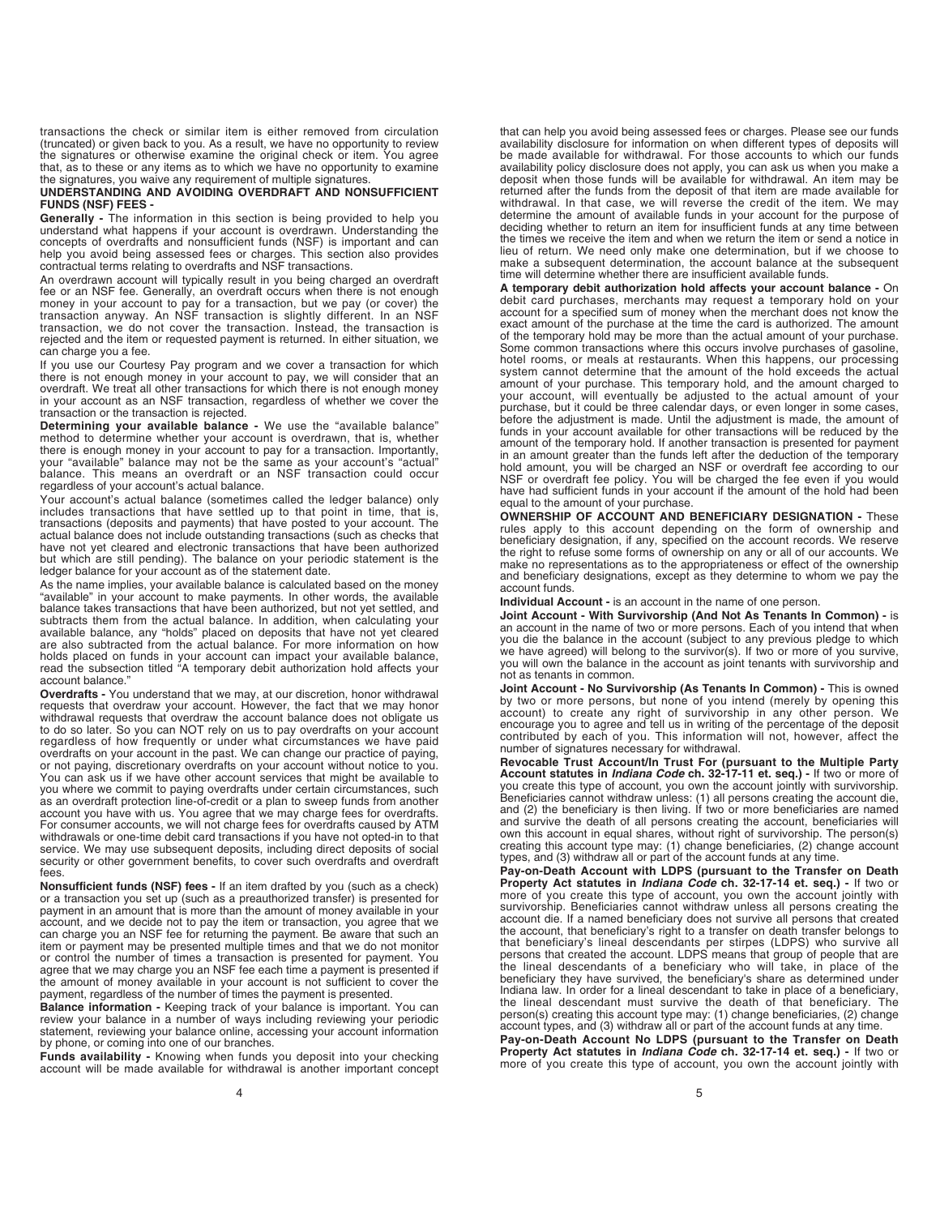transactions the check or similar item is either removed from circulation (truncated) or given back to you. As a result, we have no opportunity to review the signatures or otherwise examine the original check or item. You agree that, as to these or any items as to which we have no opportunity to examine the signatures, you waive any requirement of multiple signatures.

**UNDERSTANDING AND AVOIDING OVERDRAFT AND NONSUFFICIENT FUNDS (NSF) FEES -**

**Generally -** The information in this section is being provided to help you understand what happens if your account is overdrawn. Understanding the concepts of overdrafts and nonsufficient funds (NSF) is important and can help you avoid being assessed fees or charges. This section also provides contractual terms relating to overdrafts and NSF transactions.

An overdrawn account will typically result in you being charged an overdraft fee or an NSF fee. Generally, an overdraft occurs when there is not enough money in your account to pay for a transaction, but we pay (or cover) the transaction anyway. An NSF transaction is slightly different. In an NSF transaction, we do not cover the transaction. Instead, the transaction is rejected and the item or requested payment is returned. In either situation, we can charge you a fee.

If you use our Courtesy Pay program and we cover a transaction for which there is not enough money in your account to pay, we will consider that an overdraft. We treat all other transactions for which there is not enough money in your account as an NSF transaction, regardless of whether we cover the transaction or the transaction is rejected.

**Determining your available balance -** We use the "available balance" method to determine whether your account is overdrawn, that is, whether there is enough money in your account to pay for a transaction. Importantly, your "available" balance may not be the same as your account's "actual" balance. This means an overdraft or an NSF transaction could occur regardless of your account's actual balance.

Your account's actual balance (sometimes called the ledger balance) only includes transactions that have settled up to that point in time, that is, transactions (deposits and payments) that have posted to your account. The actual balance does not include outstanding transactions (such as checks that have not yet cleared and electronic transactions that have been authorized but which are still pending). The balance on your periodic statement is the ledger balance for your account as of the statement date.

As the name implies, your available balance is calculated based on the money "available" in your account to make payments. In other words, the available balance takes transactions that have been authorized, but not yet settled, and subtracts them from the actual balance. In addition, when calculating your available balance, any "holds" placed on deposits that have not yet cleared are also subtracted from the actual balance. For more information on how holds placed on funds in your account can impact your available balance, read the subsection titled "A temporary debit authorization hold affects your account balance."

**Overdrafts -** You understand that we may, at our discretion, honor withdrawal requests that overdraw your account. However, the fact that we may honor withdrawal requests that overdraw the account balance does not obligate us to do so later. So you can NOT rely on us to pay overdrafts on your account regardless of how frequently or under what circumstances we have paid overdrafts on your account in the past. We can change our practice of paying, or not paying, discretionary overdrafts on your account without notice to you. You can ask us if we have other account services that might be available to you where we commit to paying overdrafts under certain circumstances, such as an overdraft protection line-of-credit or a plan to sweep funds from another account you have with us. You agree that we may charge fees for overdrafts. For consumer accounts, we will not charge fees for overdrafts caused by ATM withdrawals or one-time debit card transactions if you have not opted-in to that service. We may use subsequent deposits, including direct deposits of social security or other government benefits, to cover such overdrafts and overdraft fees.

**Nonsufficient funds (NSF) fees -** If an item drafted by you (such as a check) or a transaction you set up (such as a preauthorized transfer) is presented for payment in an amount that is more than the amount of money available in your account, and we decide not to pay the item or transaction, you agree that we can charge you an NSF fee for returning the payment. Be aware that such an item or payment may be presented multiple times and that we do not monitor or control the number of times a transaction is presented for payment. You agree that we may charge you an NSF fee each time a payment is presented if the amount of money available in your account is not sufficient to cover the payment, regardless of the number of times the payment is presented.

**Balance information -** Keeping track of your balance is important. You can review your balance in a number of ways including reviewing your periodic statement, reviewing your balance online, accessing your account information by phone, or coming into one of our branches.

**Funds availability -** Knowing when funds you deposit into your checking account will be made available for withdrawal is another important concept that can help you avoid being assessed fees or charges. Please see our funds availability disclosure for information on when different types of deposits will be made available for withdrawal. For those accounts to which our funds availability policy disclosure does not apply, you can ask us when you make a deposit when those funds will be available for withdrawal. An item may be returned after the funds from the deposit of that item are made available for withdrawal. In that case, we will reverse the credit of the item. We may determine the amount of available funds in your account for the purpose of deciding whether to return an item for insufficient funds at any time between the times we receive the item and when we return the item or send a notice in lieu of return. We need only make one determination, but if we choose to make a subsequent determination, the account balance at the subsequent time will determine whether there are insufficient available funds.

**A temporary debit authorization hold affects your account balance -** On debit card purchases, merchants may request a temporary hold on your account for a specified sum of money when the merchant does not know the exact amount of the purchase at the time the card is authorized. The amount of the temporary hold may be more than the actual amount of your purchase. Some common transactions where this occurs involve purchases of gasoline, hotel rooms, or meals at restaurants. When this happens, our processing system cannot determine that the amount of the hold exceeds the actual amount of your purchase. This temporary hold, and the amount charged to your account, will eventually be adjusted to the actual amount of your purchase, but it could be three calendar days, or even longer in some cases, before the adjustment is made. Until the adjustment is made, the amount of funds in your account available for other transactions will be reduced by the amount of the temporary hold. If another transaction is presented for payment in an amount greater than the funds left after the deduction of the temporary hold amount, you will be charged an NSF or overdraft fee according to our NSF or overdraft fee policy. You will be charged the fee even if you would have had sufficient funds in your account if the amount of the hold had been equal to the amount of your purchase.

**OWNERSHIP OF ACCOUNT AND BENEFICIARY DESIGNATION -** These rules apply to this account depending on the form of ownership and beneficiary designation, if any, specified on the account records. We reserve the right to refuse some forms of ownership on any or all of our accounts. We make no representations as to the appropriateness or effect of the ownership and beneficiary designations, except as they determine to whom we pay the account funds.

**Individual Account -** is an account in the name of one person.

**Joint Account - With Survivorship (And Not As Tenants In Common) -** is an account in the name of two or more persons. Each of you intend that when you die the balance in the account (subject to any previous pledge to which we have agreed) will belong to the survivor(s). If two or more of you survive, you will own the balance in the account as joint tenants with survivorship and not as tenants in common.

**Joint Account - No Survivorship (As Tenants In Common) -** This is owned by two or more persons, but none of you intend (merely by opening this account) to create any right of survivorship in any other person. We encourage you to agree and tell us in writing of the percentage of the deposit contributed by each of you. This information will not, however, affect the number of signatures necessary for withdrawal.

**Revocable Trust Account/In Trust For (pursuant to the Multiple Party Account statutes in *Indiana Code* ch. 32-17-11 et. seq.) -** If two or more of you create this type of account, you own the account jointly with survivorship. Beneficiaries cannot withdraw unless: (1) all persons creating the account die, and (2) the beneficiary is then living. If two or more beneficiaries are named and survive the death of all persons creating the account, beneficiaries will own this account in equal shares, without right of survivorship. The person(s) creating this account type may: (1) change beneficiaries, (2) change account types, and (3) withdraw all or part of the account funds at any time.

**Pay-on-Death Account with LDPS (pursuant to the Transfer on Death Property Act statutes in *Indiana Code* ch. 32-17-14 et. seq.) -** If two or more of you create this type of account, you own the account jointly with survivorship. Beneficiaries cannot withdraw unless all persons creating the account die. If a named beneficiary does not survive all persons that created the account, that beneficiary's right to a transfer on death transfer belongs to that beneficiary's lineal descendants per stirpes (LDPS) who survive all persons that created the account. LDPS means that group of people that are the lineal descendants of a beneficiary who will take, in place of the beneficiary they have survived, the beneficiary's share as determined under Indiana law. In order for a lineal descendant to take in place of a beneficiary, the lineal descendant must survive the death of that beneficiary. The person(s) creating this account type may: (1) change beneficiaries, (2) change account types, and (3) withdraw all or part of the account funds at any time.

**Pay-on-Death Account No LDPS (pursuant to the Transfer on Death Property Act statutes in *Indiana Code* ch. 32-17-14 et. seq.) -** If two or more of you create this type of account, you own the account jointly with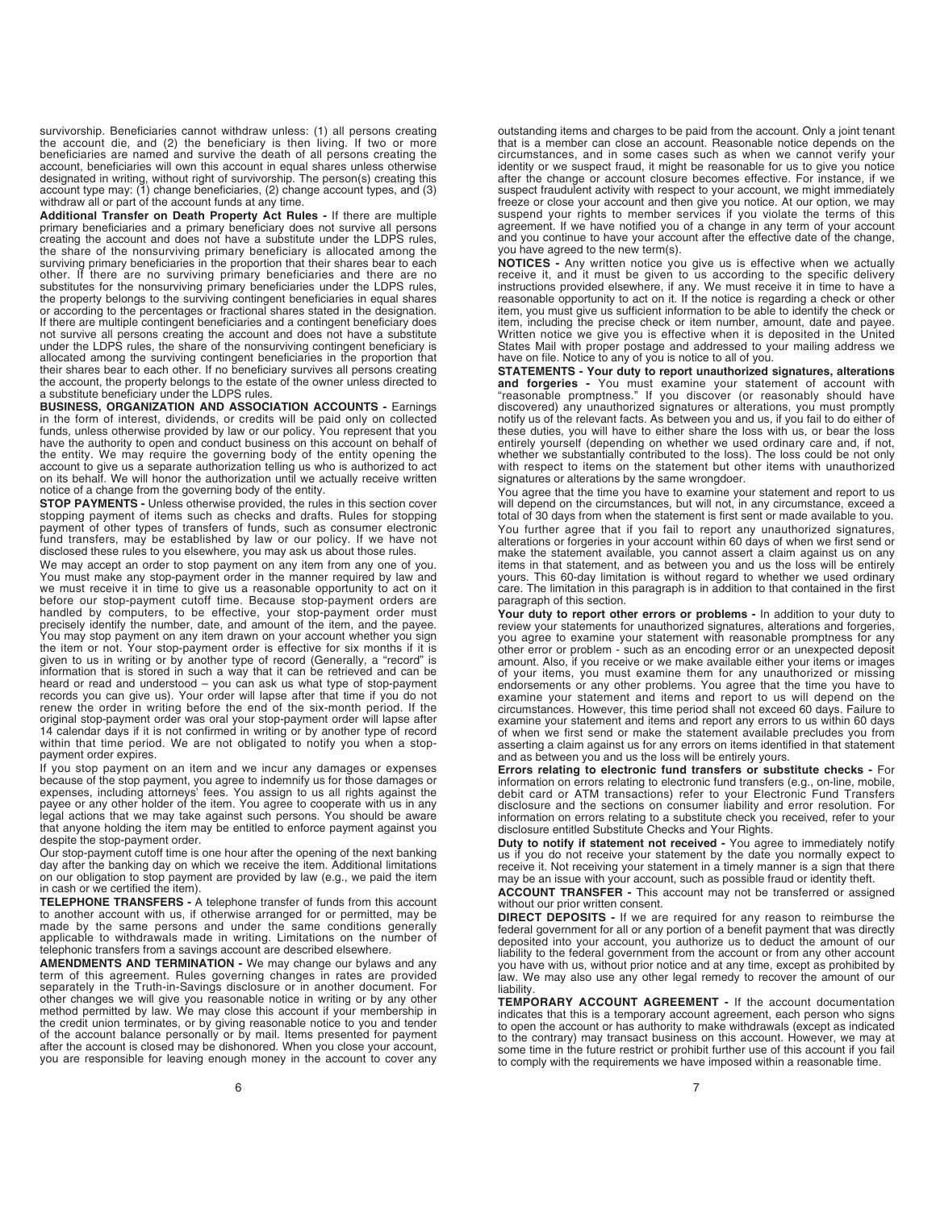survivorship. Beneficiaries cannot withdraw unless: (1) all persons creating the account die, and (2) the beneficiary is then living. If two or more beneficiaries are named and survive the death of all persons creating the account, beneficiaries will own this account in equal shares unless otherwise designated in writing, without right of survivorship. The person(s) creating this account type may: (1) change beneficiaries, (2) change account types, and (3) withdraw all or part of the account funds at any time.

**Additional Transfer on Death Property Act Rules -** If there are multiple primary beneficiaries and a primary beneficiary does not survive all persons creating the account and does not have a substitute under the LDPS rules, the share of the nonsurviving primary beneficiary is allocated among the surviving primary beneficiaries in the proportion that their shares bear to each other. If there are no surviving primary beneficiaries and there are no substitutes for the nonsurviving primary beneficiaries under the LDPS rules, the property belongs to the surviving contingent beneficiaries in equal shares or according to the percentages or fractional shares stated in the designation. If there are multiple contingent beneficiaries and a contingent beneficiary does not survive all persons creating the account and does not have a substitute under the LDPS rules, the share of the nonsurviving contingent beneficiary is allocated among the surviving contingent beneficiaries in the proportion that their shares bear to each other. If no beneficiary survives all persons creating the account, the property belongs to the estate of the owner unless directed to a substitute beneficiary under the LDPS rules.

**BUSINESS, ORGANIZATION AND ASSOCIATION ACCOUNTS -** Earnings in the form of interest, dividends, or credits will be paid only on collected funds, unless otherwise provided by law or our policy. You represent that you have the authority to open and conduct business on this account on behalf of the entity. We may require the governing body of the entity opening the account to give us a separate authorization telling us who is authorized to act on its behalf. We will honor the authorization until we actually receive written notice of a change from the governing body of the entity.

**STOP PAYMENTS -** Unless otherwise provided, the rules in this section cover stopping payment of items such as checks and drafts. Rules for stopping payment of other types of transfers of funds, such as consumer electronic fund transfers, may be established by law or our policy. If we have not disclosed these rules to you elsewhere, you may ask us about those rules.

We may accept an order to stop payment on any item from any one of you. You must make any stop-payment order in the manner required by law and we must receive it in time to give us a reasonable opportunity to act on it before our stop-payment cutoff time. Because stop-payment orders are handled by computers, to be effective, your stop-payment order must precisely identify the number, date, and amount of the item, and the payee. You may stop payment on any item drawn on your account whether you sign the item or not. Your stop-payment order is effective for six months if it is given to us in writing or by another type of record (Generally, a "record" is information that is stored in such a way that it can be retrieved and can be heard or read and understood – you can ask us what type of stop-payment records you can give us). Your order will lapse after that time if you do not renew the order in writing before the end of the six-month period. If the original stop-payment order was oral your stop-payment order will lapse after 14 calendar days if it is not confirmed in writing or by another type of record within that time period. We are not obligated to notify you when a stop-payment order expires.

If you stop payment on an item and we incur any damages or expenses because of the stop payment, you agree to indemnify us for those damages or expenses, including attorneys' fees. You assign to us all rights against the payee or any other holder of the item. You agree to cooperate with us in any legal actions that we may take against such persons. You should be aware that anyone holding the item may be entitled to enforce payment against you despite the stop-payment order.

Our stop-payment cutoff time is one hour after the opening of the next banking day after the banking day on which we receive the item. Additional limitations on our obligation to stop payment are provided by law (e.g., we paid the item in cash or we certified the item).

**TELEPHONE TRANSFERS -** A telephone transfer of funds from this account to another account with us, if otherwise arranged for or permitted, may be made by the same persons and under the same conditions generally applicable to withdrawals made in writing. Limitations on the number of telephonic transfers from a savings account are described elsewhere.

**AMENDMENTS AND TERMINATION -** We may change our bylaws and any term of this agreement. Rules governing changes in rates are provided separately in the Truth-in-Savings disclosure or in another document. For other changes we will give you reasonable notice in writing or by any other method permitted by law. We may close this account if your membership in the credit union terminates, or by giving reasonable notice to you and tender of the account balance personally or by mail. Items presented for payment after the account is closed may be dishonored. When you close your account, you are responsible for leaving enough money in the account to cover any outstanding items and charges to be paid from the account. Only a joint tenant that is a member can close an account. Reasonable notice depends on the circumstances, and in some cases such as when we cannot verify your identity or we suspect fraud, it might be reasonable for us to give you notice after the change or account closure becomes effective. For instance, if we suspect fraudulent activity with respect to your account, we might immediately freeze or close your account and then give you notice. At our option, we may suspend your rights to member services if you violate the terms of this agreement. If we have notified you of a change in any term of your account and you continue to have your account after the effective date of the change, you have agreed to the new term(s).

**NOTICES -** Any written notice you give us is effective when we actually receive it, and it must be given to us according to the specific delivery instructions provided elsewhere, if any. We must receive it in time to have a reasonable opportunity to act on it. If the notice is regarding a check or other item, you must give us sufficient information to be able to identify the check or item, including the precise check or item number, amount, date and payee. Written notice we give you is effective when it is deposited in the United States Mail with proper postage and addressed to your mailing address we have on file. Notice to any of you is notice to all of you.

**STATEMENTS - Your duty to report unauthorized signatures, alterations and forgeries -** You must examine your statement of account with "reasonable promptness." If you discover (or reasonably should have discovered) any unauthorized signatures or alterations, you must promptly notify us of the relevant facts. As between you and us, if you fail to do either of these duties, you will have to either share the loss with us, or bear the loss entirely yourself (depending on whether we used ordinary care and, if not, whether we substantially contributed to the loss). The loss could be not only with respect to items on the statement but other items with unauthorized signatures or alterations by the same wrongdoer.

You agree that the time you have to examine your statement and report to us will depend on the circumstances, but will not, in any circumstance, exceed a total of 30 days from when the statement is first sent or made available to you.

You further agree that if you fail to report any unauthorized signatures, alterations or forgeries in your account within 60 days of when we first send or make the statement available, you cannot assert a claim against us on any items in that statement, and as between you and us the loss will be entirely yours. This 60-day limitation is without regard to whether we used ordinary care. The limitation in this paragraph is in addition to that contained in the first paragraph of this section.

**Your duty to report other errors or problems -** In addition to your duty to review your statements for unauthorized signatures, alterations and forgeries, you agree to examine your statement with reasonable promptness for any other error or problem - such as an encoding error or an unexpected deposit amount. Also, if you receive or we make available either your items or images of your items, you must examine them for any unauthorized or missing endorsements or any other problems. You agree that the time you have to examine your statement and items and report to us will depend on the circumstances. However, this time period shall not exceed 60 days. Failure to examine your statement and items and report any errors to us within 60 days of when we first send or make the statement available precludes you from asserting a claim against us for any errors on items identified in that statement and as between you and us the loss will be entirely yours.

**Errors relating to electronic fund transfers or substitute checks -** For information on errors relating to electronic fund transfers (e.g., on-line, mobile, debit card or ATM transactions) refer to your Electronic Fund Transfers disclosure and the sections on consumer liability and error resolution. For information on errors relating to a substitute check you received, refer to your disclosure entitled Substitute Checks and Your Rights.

**Duty to notify if statement not received -** You agree to immediately notify us if you do not receive your statement by the date you normally expect to receive it. Not receiving your statement in a timely manner is a sign that there may be an issue with your account, such as possible fraud or identity theft.

**ACCOUNT TRANSFER -** This account may not be transferred or assigned without our prior written consent.

**DIRECT DEPOSITS -** If we are required for any reason to reimburse the federal government for all or any portion of a benefit payment that was directly deposited into your account, you authorize us to deduct the amount of our liability to the federal government from the account or from any other account you have with us, without prior notice and at any time, except as prohibited by law. We may also use any other legal remedy to recover the amount of our liability.

**TEMPORARY ACCOUNT AGREEMENT -** If the account documentation indicates that this is a temporary account agreement, each person who signs to open the account or has authority to make withdrawals (except as indicated to the contrary) may transact business on this account. However, we may at some time in the future restrict or prohibit further use of this account if you fail to comply with the requirements we have imposed within a reasonable time.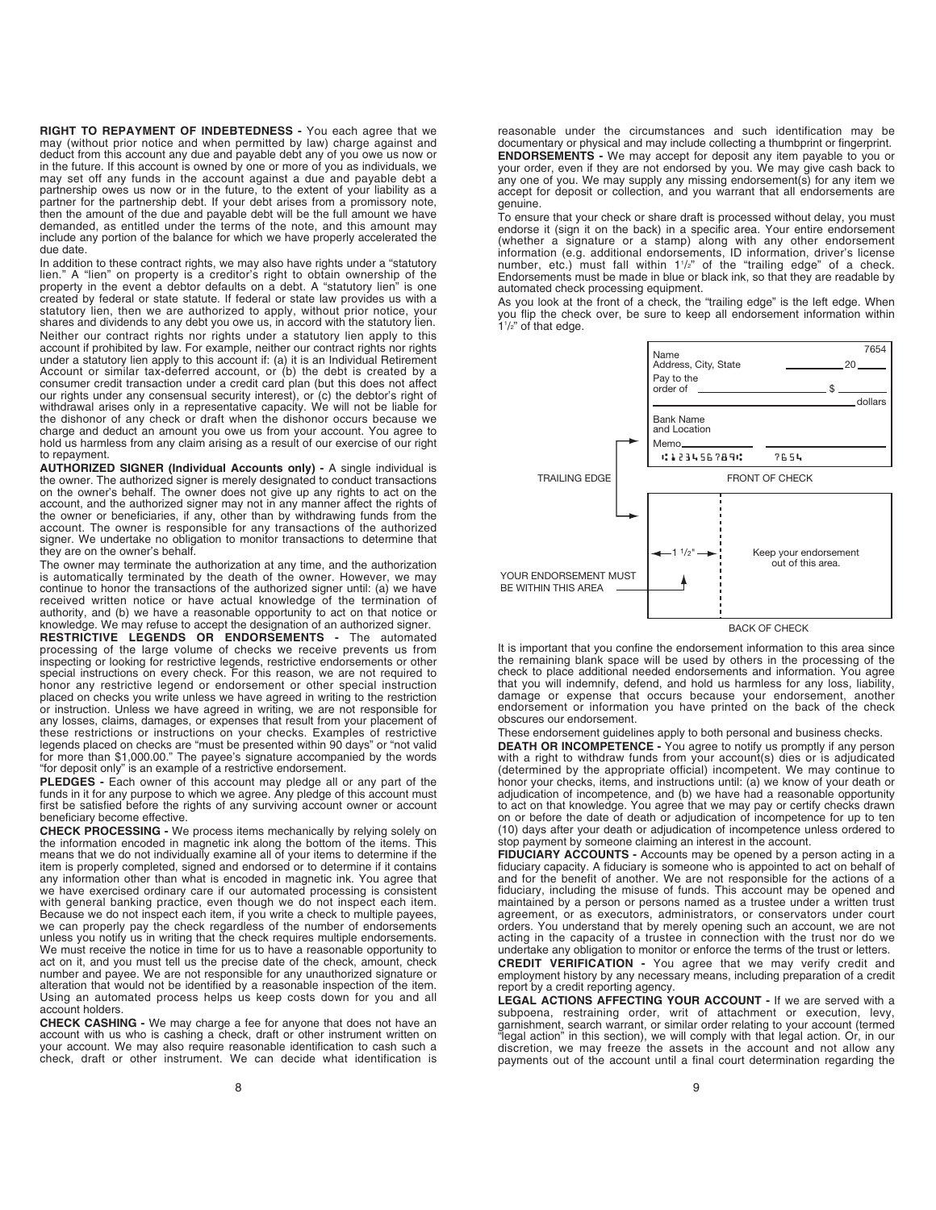**RIGHT TO REPAYMENT OF INDEBTEDNESS -** You each agree that we may (without prior notice and when permitted by law) charge against and deduct from this account any due and payable debt any of you owe us now or in the future. If this account is owned by one or more of you as individuals, we may set off any funds in the account against a due and payable debt a partnership owes us now or in the future, to the extent of your liability as a partner for the partnership debt. If your debt arises from a promissory note, then the amount of the due and payable debt will be the full amount we have demanded, as entitled under the terms of the note, and this amount may include any portion of the balance for which we have properly accelerated the due date.

In addition to these contract rights, we may also have rights under a "statutory lien." A "lien" on property is a creditor's right to obtain ownership of the property in the event a debtor defaults on a debt. A "statutory lien" is one created by federal or state statute. If federal or state law provides us with a statutory lien, then we are authorized to apply, without prior notice, your shares and dividends to any debt you owe us, in accord with the statutory lien.

Neither our contract rights nor rights under a statutory lien apply to this account if prohibited by law. For example, neither our contract rights nor rights under a statutory lien apply to this account if: (a) it is an Individual Retirement Account or similar tax-deferred account, or (b) the debt is created by a consumer credit transaction under a credit card plan (but this does not affect our rights under any consensual security interest), or (c) the debtor's right of withdrawal arises only in a representative capacity. We will not be liable for the dishonor of any check or draft when the dishonor occurs because we charge and deduct an amount you owe us from your account. You agree to hold us harmless from any claim arising as a result of our exercise of our right to repayment.

**AUTHORIZED SIGNER (Individual Accounts only) -** A single individual is the owner. The authorized signer is merely designated to conduct transactions on the owner's behalf. The owner does not give up any rights to act on the account, and the authorized signer may not in any manner affect the rights of the owner or beneficiaries, if any, other than by withdrawing funds from the account. The owner is responsible for any transactions of the authorized signer. We undertake no obligation to monitor transactions to determine that they are on the owner's behalf.

The owner may terminate the authorization at any time, and the authorization is automatically terminated by the death of the owner. However, we may continue to honor the transactions of the authorized signer until: (a) we have received written notice or have actual knowledge of the termination of authority, and (b) we have a reasonable opportunity to act on that notice or knowledge. We may refuse to accept the designation of an authorized signer.

**RESTRICTIVE LEGENDS OR ENDORSEMENTS -** The automated processing of the large volume of checks we receive prevents us from inspecting or looking for restrictive legends, restrictive endorsements or other special instructions on every check. For this reason, we are not required to honor any restrictive legend or endorsement or other special instruction placed on checks you write unless we have agreed in writing to the restriction or instruction. Unless we have agreed in writing, we are not responsible for any losses, claims, damages, or expenses that result from your placement of these restrictions or instructions on your checks. Examples of restrictive legends placed on checks are "must be presented within 90 days" or "not valid for more than $1,000.00." The payee's signature accompanied by the words "for deposit only" is an example of a restrictive endorsement.

**PLEDGES -** Each owner of this account may pledge all or any part of the funds in it for any purpose to which we agree. Any pledge of this account must first be satisfied before the rights of any surviving account owner or account beneficiary become effective.

**CHECK PROCESSING -** We process items mechanically by relying solely on the information encoded in magnetic ink along the bottom of the items. This means that we do not individually examine all of your items to determine if the item is properly completed, signed and endorsed or to determine if it contains any information other than what is encoded in magnetic ink. You agree that we have exercised ordinary care if our automated processing is consistent with general banking practice, even though we do not inspect each item. Because we do not inspect each item, if you write a check to multiple payees, we can properly pay the check regardless of the number of endorsements unless you notify us in writing that the check requires multiple endorsements. We must receive the notice in time for us to have a reasonable opportunity to act on it, and you must tell us the precise date of the check, amount, check number and payee. We are not responsible for any unauthorized signature or alteration that would not be identified by a reasonable inspection of the item. Using an automated process helps us keep costs down for you and all account holders.

**CHECK CASHING -** We may charge a fee for anyone that does not have an account with us who is cashing a check, draft or other instrument written on your account. We may also require reasonable identification to cash such a check, draft or other instrument. We can decide what identification is reasonable under the circumstances and such identification may be documentary or physical and may include collecting a thumbprint or fingerprint.

**ENDORSEMENTS -** We may accept for deposit any item payable to you or your order, even if they are not endorsed by you. We may give cash back to any one of you. We may supply any missing endorsement(s) for any item we accept for deposit or collection, and you warrant that all endorsements are genuine.

To ensure that your check or share draft is processed without delay, you must endorse it (sign it on the back) in a specific area. Your entire endorsement (whether a signature or a stamp) along with any other endorsement information (e.g. additional endorsements, ID information, driver's license number, etc.) must fall within 1½" of the "trailing edge" of a check. Endorsements must be made in blue or black ink, so that they are readable by automated check processing equipment.

As you look at the front of a check, the "trailing edge" is the left edge. When you flip the check over, be sure to keep all endorsement information within 1½" of that edge.

TRAILING EDGE — FRONT OF CHECK — BACK OF CHECK — YOUR ENDORSEMENT MUST BE WITHIN THIS AREA (1½") — Keep your endorsement out of this area.

It is important that you confine the endorsement information to this area since the remaining blank space will be used by others in the processing of the check to place additional needed endorsements and information. You agree that you will indemnify, defend, and hold us harmless for any loss, liability, damage or expense that occurs because your endorsement, another endorsement or information you have printed on the back of the check obscures our endorsement.

These endorsement guidelines apply to both personal and business checks.

**DEATH OR INCOMPETENCE -** You agree to notify us promptly if any person with a right to withdraw funds from your account(s) dies or is adjudicated (determined by the appropriate official) incompetent. We may continue to honor your checks, items, and instructions until: (a) we know of your death or adjudication of incompetence, and (b) we have had a reasonable opportunity to act on that knowledge. You agree that we may pay or certify checks drawn on or before the date of death or adjudication of incompetence for up to ten (10) days after your death or adjudication of incompetence unless ordered to stop payment by someone claiming an interest in the account.

**FIDUCIARY ACCOUNTS -** Accounts may be opened by a person acting in a fiduciary capacity. A fiduciary is someone who is appointed to act on behalf of and for the benefit of another. We are not responsible for the actions of a fiduciary, including the misuse of funds. This account may be opened and maintained by a person or persons named as a trustee under a written trust agreement, or as executors, administrators, or conservators under court orders. You understand that by merely opening such an account, we are not acting in the capacity of a trustee in connection with the trust nor do we undertake any obligation to monitor or enforce the terms of the trust or letters.

**CREDIT VERIFICATION -** You agree that we may verify credit and employment history by any necessary means, including preparation of a credit report by a credit reporting agency.

**LEGAL ACTIONS AFFECTING YOUR ACCOUNT -** If we are served with a subpoena, restraining order, writ of attachment or execution, levy, garnishment, search warrant, or similar order relating to your account (termed "legal action" in this section), we will comply with that legal action. Or, in our discretion, we may freeze the assets in the account and not allow any payments out of the account until a final court determination regarding the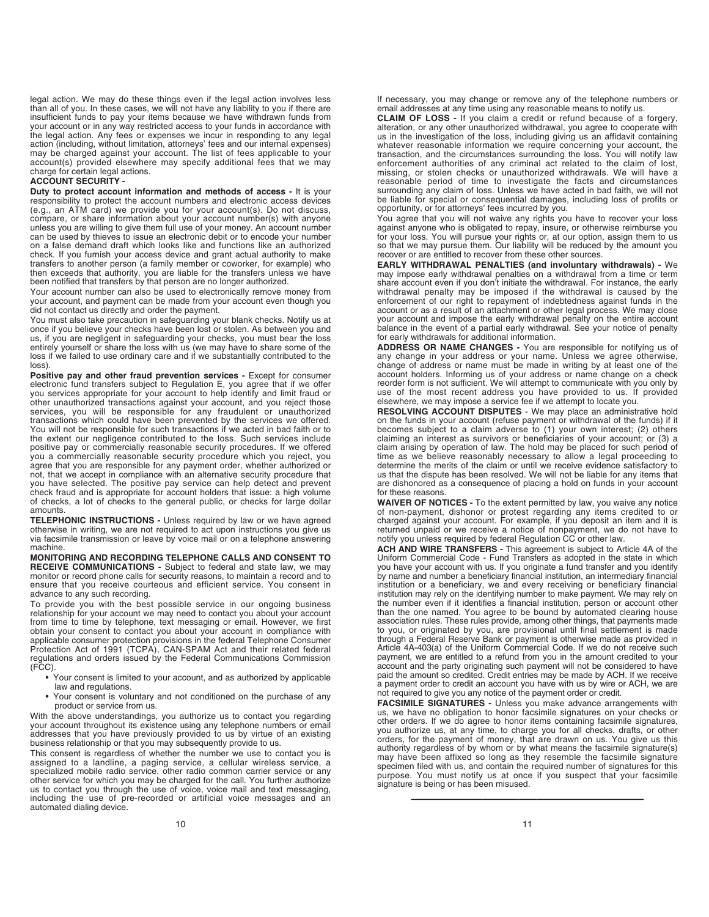legal action. We may do these things even if the legal action involves less than all of you. In these cases, we will not have any liability to you if there are insufficient funds to pay your items because we have withdrawn funds from your account or in any way restricted access to your funds in accordance with the legal action. Any fees or expenses we incur in responding to any legal action (including, without limitation, attorneys' fees and our internal expenses) may be charged against your account. The list of fees applicable to your account(s) provided elsewhere may specify additional fees that we may charge for certain legal actions.

**ACCOUNT SECURITY -**

**Duty to protect account information and methods of access -** It is your responsibility to protect the account numbers and electronic access devices (e.g., an ATM card) we provide you for your account(s). Do not discuss, compare, or share information about your account number(s) with anyone unless you are willing to give them full use of your money. An account number can be used by thieves to issue an electronic debit or to encode your number on a false demand draft which looks like and functions like an authorized check. If you furnish your access device and grant actual authority to make transfers to another person (a family member or coworker, for example) who then exceeds that authority, you are liable for the transfers unless we have been notified that transfers by that person are no longer authorized.

Your account number can also be used to electronically remove money from your account, and payment can be made from your account even though you did not contact us directly and order the payment.

You must also take precaution in safeguarding your blank checks. Notify us at once if you believe your checks have been lost or stolen. As between you and us, if you are negligent in safeguarding your checks, you must bear the loss entirely yourself or share the loss with us (we may have to share some of the loss if we failed to use ordinary care and if we substantially contributed to the loss).

**Positive pay and other fraud prevention services -** Except for consumer electronic fund transfers subject to Regulation E, you agree that if we offer you services appropriate for your account to help identify and limit fraud or other unauthorized transactions against your account, and you reject those services, you will be responsible for any fraudulent or unauthorized transactions which could have been prevented by the services we offered. You will not be responsible for such transactions if we acted in bad faith or to the extent our negligence contributed to the loss. Such services include positive pay or commercially reasonable security procedures. If we offered you a commercially reasonable security procedure which you reject, you agree that you are responsible for any payment order, whether authorized or not, that we accept in compliance with an alternative security procedure that you have selected. The positive pay service can help detect and prevent check fraud and is appropriate for account holders that issue: a high volume of checks, a lot of checks to the general public, or checks for large dollar amounts.

**TELEPHONIC INSTRUCTIONS -** Unless required by law or we have agreed otherwise in writing, we are not required to act upon instructions you give us via facsimile transmission or leave by voice mail or on a telephone answering machine.

**MONITORING AND RECORDING TELEPHONE CALLS AND CONSENT TO RECEIVE COMMUNICATIONS -** Subject to federal and state law, we may monitor or record phone calls for security reasons, to maintain a record and to ensure that you receive courteous and efficient service. You consent in advance to any such recording.

To provide you with the best possible service in our ongoing business relationship for your account we may need to contact you about your account from time to time by telephone, text messaging or email. However, we first obtain your consent to contact you about your account in compliance with applicable consumer protection provisions in the federal Telephone Consumer Protection Act of 1991 (TCPA), CAN-SPAM Act and their related federal regulations and orders issued by the Federal Communications Commission (FCC).

- Your consent is limited to your account, and as authorized by applicable law and regulations.
- Your consent is voluntary and not conditioned on the purchase of any product or service from us.

With the above understandings, you authorize us to contact you regarding your account throughout its existence using any telephone numbers or email addresses that you have previously provided to us by virtue of an existing business relationship or that you may subsequently provide to us.

This consent is regardless of whether the number we use to contact you is assigned to a landline, a paging service, a cellular wireless service, a specialized mobile radio service, other radio common carrier service or any other service for which you may be charged for the call. You further authorize us to contact you through the use of voice, voice mail and text messaging, including the use of pre-recorded or artificial voice messages and an automated dialing device.

If necessary, you may change or remove any of the telephone numbers or email addresses at any time using any reasonable means to notify us.

**CLAIM OF LOSS -** If you claim a credit or refund because of a forgery, alteration, or any other unauthorized withdrawal, you agree to cooperate with us in the investigation of the loss, including giving us an affidavit containing whatever reasonable information we require concerning your account, the transaction, and the circumstances surrounding the loss. You will notify law enforcement authorities of any criminal act related to the claim of lost, missing, or stolen checks or unauthorized withdrawals. We will have a reasonable period of time to investigate the facts and circumstances surrounding any claim of loss. Unless we have acted in bad faith, we will not be liable for special or consequential damages, including loss of profits or opportunity, or for attorneys' fees incurred by you.

You agree that you will not waive any rights you have to recover your loss against anyone who is obligated to repay, insure, or otherwise reimburse you for your loss. You will pursue your rights or, at our option, assign them to us so that we may pursue them. Our liability will be reduced by the amount you recover or are entitled to recover from these other sources.

**EARLY WITHDRAWAL PENALTIES (and involuntary withdrawals) -** We may impose early withdrawal penalties on a withdrawal from a time or term share account even if you don't initiate the withdrawal. For instance, the early withdrawal penalty may be imposed if the withdrawal is caused by the enforcement of our right to repayment of indebtedness against funds in the account or as a result of an attachment or other legal process. We may close your account and impose the early withdrawal penalty on the entire account balance in the event of a partial early withdrawal. See your notice of penalty for early withdrawals for additional information.

**ADDRESS OR NAME CHANGES -** You are responsible for notifying us of any change in your address or your name. Unless we agree otherwise, change of address or name must be made in writing by at least one of the account holders. Informing us of your address or name change on a check reorder form is not sufficient. We will attempt to communicate with you only by use of the most recent address you have provided to us. If provided elsewhere, we may impose a service fee if we attempt to locate you.

**RESOLVING ACCOUNT DISPUTES** - We may place an administrative hold on the funds in your account (refuse payment or withdrawal of the funds) if it becomes subject to a claim adverse to (1) your own interest; (2) others claiming an interest as survivors or beneficiaries of your account; or (3) a claim arising by operation of law. The hold may be placed for such period of time as we believe reasonably necessary to allow a legal proceeding to determine the merits of the claim or until we receive evidence satisfactory to us that the dispute has been resolved. We will not be liable for any items that are dishonored as a consequence of placing a hold on funds in your account for these reasons.

**WAIVER OF NOTICES -** To the extent permitted by law, you waive any notice of non-payment, dishonor or protest regarding any items credited to or charged against your account. For example, if you deposit an item and it is returned unpaid or we receive a notice of nonpayment, we do not have to notify you unless required by federal Regulation CC or other law.

**ACH AND WIRE TRANSFERS -** This agreement is subject to Article 4A of the Uniform Commercial Code - Fund Transfers as adopted in the state in which you have your account with us. If you originate a fund transfer and you identify by name and number a beneficiary financial institution, an intermediary financial institution or a beneficiary, we and every receiving or beneficiary financial institution may rely on the identifying number to make payment. We may rely on the number even if it identifies a financial institution, person or account other than the one named. You agree to be bound by automated clearing house association rules. These rules provide, among other things, that payments made to you, or originated by you, are provisional until final settlement is made through a Federal Reserve Bank or payment is otherwise made as provided in Article 4A-403(a) of the Uniform Commercial Code. If we do not receive such payment, we are entitled to a refund from you in the amount credited to your account and the party originating such payment will not be considered to have paid the amount so credited. Credit entries may be made by ACH. If we receive a payment order to credit an account you have with us by wire or ACH, we are not required to give you any notice of the payment order or credit.

**FACSIMILE SIGNATURES -** Unless you make advance arrangements with us, we have no obligation to honor facsimile signatures on your checks or other orders. If we do agree to honor items containing facsimile signatures, you authorize us, at any time, to charge you for all checks, drafts, or other orders, for the payment of money, that are drawn on us. You give us this authority regardless of by whom or by what means the facsimile signature(s) may have been affixed so long as they resemble the facsimile signature specimen filed with us, and contain the required number of signatures for this purpose. You must notify us at once if you suspect that your facsimile signature is being or has been misused.

---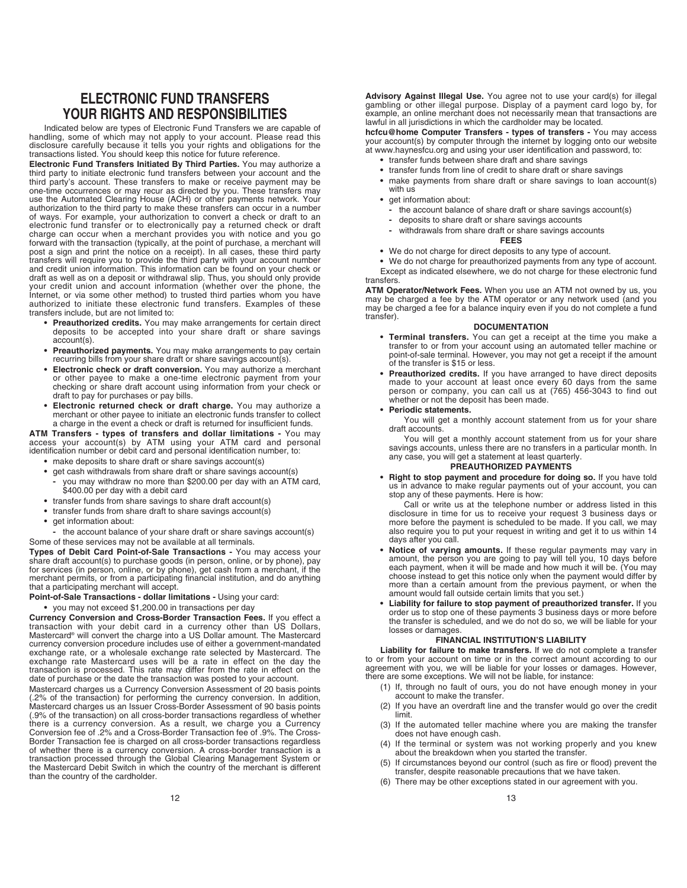# ELECTRONIC FUND TRANSFERS YOUR RIGHTS AND RESPONSIBILITIES

Indicated below are types of Electronic Fund Transfers we are capable of handling, some of which may not apply to your account. Please read this disclosure carefully because it tells you your rights and obligations for the transactions listed. You should keep this notice for future reference.

**Electronic Fund Transfers Initiated By Third Parties.** You may authorize a third party to initiate electronic fund transfers between your account and the third party's account. These transfers to make or receive payment may be one-time occurrences or may recur as directed by you. These transfers may use the Automated Clearing House (ACH) or other payments network. Your authorization to the third party to make these transfers can occur in a number of ways. For example, your authorization to convert a check or draft to an electronic fund transfer or to electronically pay a returned check or draft charge can occur when a merchant provides you with notice and you go forward with the transaction (typically, at the point of purchase, a merchant will post a sign and print the notice on a receipt). In all cases, these third party transfers will require you to provide the third party with your account number and credit union information. This information can be found on your check or draft as well as on a deposit or withdrawal slip. Thus, you should only provide your credit union and account information (whether over the phone, the Internet, or via some other method) to trusted third parties whom you have authorized to initiate these electronic fund transfers. Examples of these transfers include, but are not limited to:

- **Preauthorized credits.** You may make arrangements for certain direct deposits to be accepted into your share draft or share savings account(s).
- **Preauthorized payments.** You may make arrangements to pay certain recurring bills from your share draft or share savings account(s).
- **Electronic check or draft conversion.** You may authorize a merchant or other payee to make a one-time electronic payment from your checking or share draft account using information from your check or draft to pay for purchases or pay bills.
- **Electronic returned check or draft charge.** You may authorize a merchant or other payee to initiate an electronic funds transfer to collect a charge in the event a check or draft is returned for insufficient funds.

**ATM Transfers - types of transfers and dollar limitations -** You may access your account(s) by ATM using your ATM card and personal identification number or debit card and personal identification number, to:

- make deposits to share draft or share savings account(s)
- get cash withdrawals from share draft or share savings account(s)
  - you may withdraw no more than $200.00 per day with an ATM card, $400.00 per day with a debit card
- transfer funds from share savings to share draft account(s)
- transfer funds from share draft to share savings account(s)
- get information about:
  - the account balance of your share draft or share savings account(s)

Some of these services may not be available at all terminals.

**Types of Debit Card Point-of-Sale Transactions -** You may access your share draft account(s) to purchase goods (in person, online, or by phone), pay for services (in person, online, or by phone), get cash from a merchant, if the merchant permits, or from a participating financial institution, and do anything that a participating merchant will accept.

**Point-of-Sale Transactions - dollar limitations -** Using your card:

- you may not exceed $1,200.00 in transactions per day

**Currency Conversion and Cross-Border Transaction Fees.** If you effect a transaction with your debit card in a currency other than US Dollars, Mastercard® will convert the charge into a US Dollar amount. The Mastercard currency conversion procedure includes use of either a government-mandated exchange rate, or a wholesale exchange rate selected by Mastercard. The exchange rate Mastercard uses will be a rate in effect on the day the transaction is processed. This rate may differ from the rate in effect on the date of purchase or the date the transaction was posted to your account.

Mastercard charges us a Currency Conversion Assessment of 20 basis points (.2% of the transaction) for performing the currency conversion. In addition, Mastercard charges us an Issuer Cross-Border Assessment of 90 basis points (.9% of the transaction) on all cross-border transactions regardless of whether there is a currency conversion. As a result, we charge you a Currency Conversion fee of .2% and a Cross-Border Transaction fee of .9%. The Cross-Border Transaction fee is charged on all cross-border transactions regardless of whether there is a currency conversion. A cross-border transaction is a transaction processed through the Global Clearing Management System or the Mastercard Debit Switch in which the country of the merchant is different than the country of the cardholder.

**Advisory Against Illegal Use.** You agree not to use your card(s) for illegal gambling or other illegal purpose. Display of a payment card logo by, for example, an online merchant does not necessarily mean that transactions are lawful in all jurisdictions in which the cardholder may be located.

**hcfcu@home Computer Transfers - types of transfers -** You may access your account(s) by computer through the internet by logging onto our website at www.haynesfcu.org and using your user identification and password, to:

- transfer funds between share draft and share savings
- transfer funds from line of credit to share draft or share savings
- make payments from share draft or share savings to loan account(s) with us
- get information about:
  - the account balance of share draft or share savings account(s)
  - deposits to share draft or share savings accounts
  - withdrawals from share draft or share savings accounts

### FEES

- We do not charge for direct deposits to any type of account.
- We do not charge for preauthorized payments from any type of account.

Except as indicated elsewhere, we do not charge for these electronic fund transfers.

**ATM Operator/Network Fees.** When you use an ATM not owned by us, you may be charged a fee by the ATM operator or any network used (and you may be charged a fee for a balance inquiry even if you do not complete a fund transfer).

### DOCUMENTATION

- **Terminal transfers.** You can get a receipt at the time you make a transfer to or from your account using an automated teller machine or point-of-sale terminal. However, you may not get a receipt if the amount of the transfer is $15 or less.
- **Preauthorized credits.** If you have arranged to have direct deposits made to your account at least once every 60 days from the same person or company, you can call us at (765) 456-3043 to find out whether or not the deposit has been made.
- **Periodic statements.**

  You will get a monthly account statement from us for your share draft accounts.

  You will get a monthly account statement from us for your share savings accounts, unless there are no transfers in a particular month. In any case, you will get a statement at least quarterly.

### PREAUTHORIZED PAYMENTS

- **Right to stop payment and procedure for doing so.** If you have told us in advance to make regular payments out of your account, you can stop any of these payments. Here is how:

  Call or write us at the telephone number or address listed in this disclosure in time for us to receive your request 3 business days or more before the payment is scheduled to be made. If you call, we may also require you to put your request in writing and get it to us within 14 days after you call.
- **Notice of varying amounts.** If these regular payments may vary in amount, the person you are going to pay will tell you, 10 days before each payment, when it will be made and how much it will be. (You may choose instead to get this notice only when the payment would differ by more than a certain amount from the previous payment, or when the amount would fall outside certain limits that you set.)
- **Liability for failure to stop payment of preauthorized transfer.** If you order us to stop one of these payments 3 business days or more before the transfer is scheduled, and we do not do so, we will be liable for your losses or damages.

### FINANCIAL INSTITUTION'S LIABILITY

**Liability for failure to make transfers.** If we do not complete a transfer to or from your account on time or in the correct amount according to our agreement with you, we will be liable for your losses or damages. However, there are some exceptions. We will not be liable, for instance:

(1) If, through no fault of ours, you do not have enough money in your account to make the transfer.

(2) If you have an overdraft line and the transfer would go over the credit limit.

(3) If the automated teller machine where you are making the transfer does not have enough cash.

(4) If the terminal or system was not working properly and you knew about the breakdown when you started the transfer.

(5) If circumstances beyond our control (such as fire or flood) prevent the transfer, despite reasonable precautions that we have taken.

(6) There may be other exceptions stated in our agreement with you.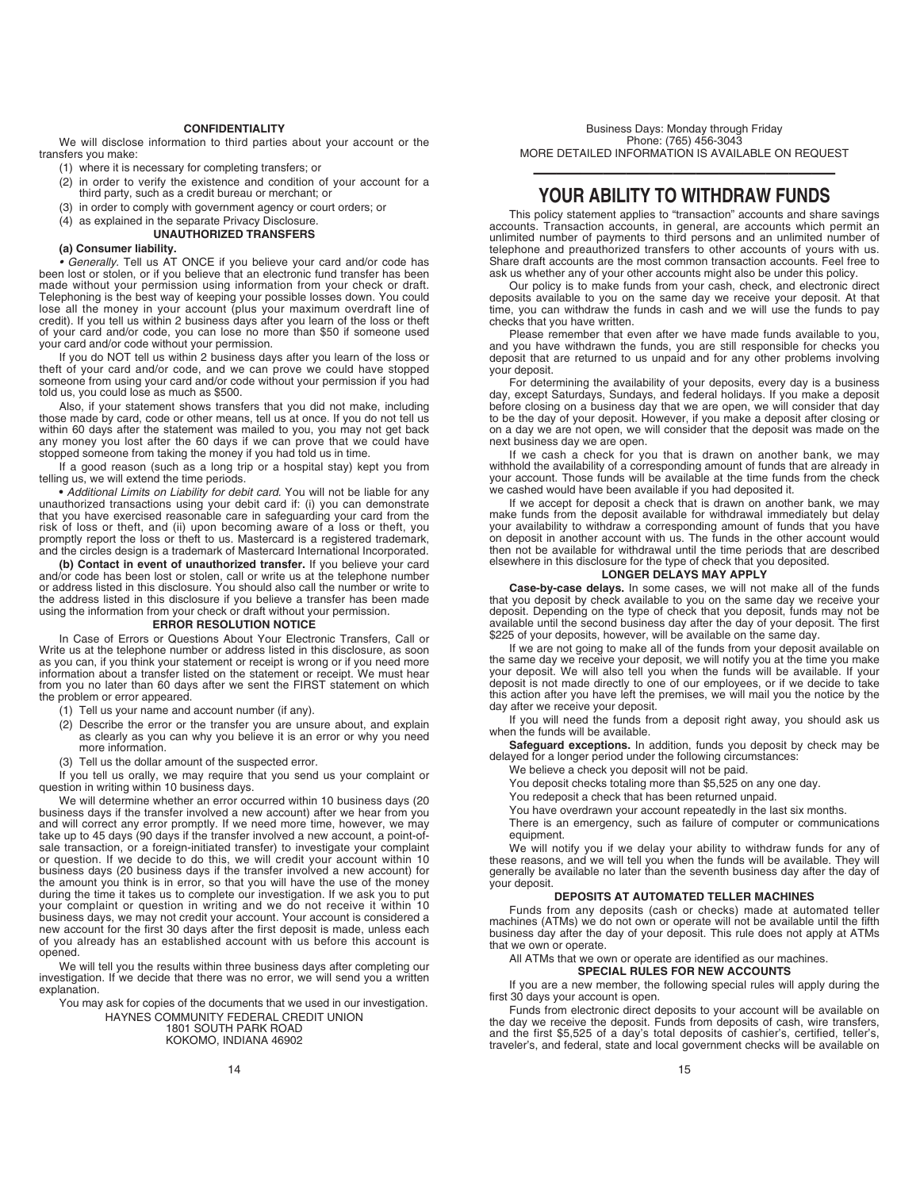### CONFIDENTIALITY

We will disclose information to third parties about your account or the transfers you make:

(1) where it is necessary for completing transfers; or

(2) in order to verify the existence and condition of your account for a third party, such as a credit bureau or merchant; or

(3) in order to comply with government agency or court orders; or

(4) as explained in the separate Privacy Disclosure.

### UNAUTHORIZED TRANSFERS

**(a) Consumer liability.**

• *Generally.* Tell us AT ONCE if you believe your card and/or code has been lost or stolen, or if you believe that an electronic fund transfer has been made without your permission using information from your check or draft. Telephoning is the best way of keeping your possible losses down. You could lose all the money in your account (plus your maximum overdraft line of credit). If you tell us within 2 business days after you learn of the loss or theft of your card and/or code, you can lose no more than $50 if someone used your card and/or code without your permission.

If you do NOT tell us within 2 business days after you learn of the loss or theft of your card and/or code, and we can prove we could have stopped someone from using your card and/or code without your permission if you had told us, you could lose as much as $500.

Also, if your statement shows transfers that you did not make, including those made by card, code or other means, tell us at once. If you do not tell us within 60 days after the statement was mailed to you, you may not get back any money you lost after the 60 days if we can prove that we could have stopped someone from taking the money if you had told us in time.

If a good reason (such as a long trip or a hospital stay) kept you from telling us, we will extend the time periods.

• *Additional Limits on Liability for debit card.* You will not be liable for any unauthorized transactions using your debit card if: (i) you can demonstrate that you have exercised reasonable care in safeguarding your card from the risk of loss or theft, and (ii) upon becoming aware of a loss or theft, you promptly report the loss or theft to us. Mastercard is a registered trademark, and the circles design is a trademark of Mastercard International Incorporated.

**(b) Contact in event of unauthorized transfer.** If you believe your card and/or code has been lost or stolen, call or write us at the telephone number or address listed in this disclosure. You should also call the number or write to the address listed in this disclosure if you believe a transfer has been made using the information from your check or draft without your permission.

### ERROR RESOLUTION NOTICE

In Case of Errors or Questions About Your Electronic Transfers, Call or Write us at the telephone number or address listed in this disclosure, as soon as you can, if you think your statement or receipt is wrong or if you need more information about a transfer listed on the statement or receipt. We must hear from you no later than 60 days after we sent the FIRST statement on which the problem or error appeared.

(1) Tell us your name and account number (if any).

(2) Describe the error or the transfer you are unsure about, and explain as clearly as you can why you believe it is an error or why you need more information.

(3) Tell us the dollar amount of the suspected error.

If you tell us orally, we may require that you send us your complaint or question in writing within 10 business days.

We will determine whether an error occurred within 10 business days (20 business days if the transfer involved a new account) after we hear from you and will correct any error promptly. If we need more time, however, we may take up to 45 days (90 days if the transfer involved a new account, a point-of-sale transaction, or a foreign-initiated transfer) to investigate your complaint or question. If we decide to do this, we will credit your account within 10 business days (20 business days if the transfer involved a new account) for the amount you think is in error, so that you will have the use of the money during the time it takes us to complete our investigation. If we ask you to put your complaint or question in writing and we do not receive it within 10 business days, we may not credit your account. Your account is considered a new account for the first 30 days after the first deposit is made, unless each of you already has an established account with us before this account is opened.

We will tell you the results within three business days after completing our investigation. If we decide that there was no error, we will send you a written explanation.

You may ask for copies of the documents that we used in our investigation.

HAYNES COMMUNITY FEDERAL CREDIT UNION
1801 SOUTH PARK ROAD
KOKOMO, INDIANA 46902

Business Days: Monday through Friday
Phone: (765) 456-3043
MORE DETAILED INFORMATION IS AVAILABLE ON REQUEST

## YOUR ABILITY TO WITHDRAW FUNDS

This policy statement applies to "transaction" accounts and share savings accounts. Transaction accounts, in general, are accounts which permit an unlimited number of payments to third persons and an unlimited number of telephone and preauthorized transfers to other accounts of yours with us. Share draft accounts are the most common transaction accounts. Feel free to ask us whether any of your other accounts might also be under this policy.

Our policy is to make funds from your cash, check, and electronic direct deposits available to you on the same day we receive your deposit. At that time, you can withdraw the funds in cash and we will use the funds to pay checks that you have written.

Please remember that even after we have made funds available to you, and you have withdrawn the funds, you are still responsible for checks you deposit that are returned to us unpaid and for any other problems involving your deposit.

For determining the availability of your deposits, every day is a business day, except Saturdays, Sundays, and federal holidays. If you make a deposit before closing on a business day that we are open, we will consider that day to be the day of your deposit. However, if you make a deposit after closing or on a day we are not open, we will consider that the deposit was made on the next business day we are open.

If we cash a check for you that is drawn on another bank, we may withhold the availability of a corresponding amount of funds that are already in your account. Those funds will be available at the time funds from the check we cashed would have been available if you had deposited it.

If we accept for deposit a check that is drawn on another bank, we may make funds from the deposit available for withdrawal immediately but delay your availability to withdraw a corresponding amount of funds that you have on deposit in another account with us. The funds in the other account would then not be available for withdrawal until the time periods that are described elsewhere in this disclosure for the type of check that you deposited.

### LONGER DELAYS MAY APPLY

**Case-by-case delays.** In some cases, we will not make all of the funds that you deposit by check available to you on the same day we receive your deposit. Depending on the type of check that you deposit, funds may not be available until the second business day after the day of your deposit. The first $225 of your deposits, however, will be available on the same day.

If we are not going to make all of the funds from your deposit available on the same day we receive your deposit, we will notify you at the time you make your deposit. We will also tell you when the funds will be available. If your deposit is not made directly to one of our employees, or if we decide to take this action after you have left the premises, we will mail you the notice by the day after we receive your deposit.

If you will need the funds from a deposit right away, you should ask us when the funds will be available.

**Safeguard exceptions.** In addition, funds you deposit by check may be delayed for a longer period under the following circumstances:

We believe a check you deposit will not be paid.

You deposit checks totaling more than $5,525 on any one day.

You redeposit a check that has been returned unpaid.

You have overdrawn your account repeatedly in the last six months.

There is an emergency, such as failure of computer or communications equipment.

We will notify you if we delay your ability to withdraw funds for any of these reasons, and we will tell you when the funds will be available. They will generally be available no later than the seventh business day after the day of your deposit.

### DEPOSITS AT AUTOMATED TELLER MACHINES

Funds from any deposits (cash or checks) made at automated teller machines (ATMs) we do not own or operate will not be available until the fifth business day after the day of your deposit. This rule does not apply at ATMs that we own or operate.

All ATMs that we own or operate are identified as our machines.

### SPECIAL RULES FOR NEW ACCOUNTS

If you are a new member, the following special rules will apply during the first 30 days your account is open.

Funds from electronic direct deposits to your account will be available on the day we receive the deposit. Funds from deposits of cash, wire transfers, and the first $5,525 of a day's total deposits of cashier's, certified, teller's, traveler's, and federal, state and local government checks will be available on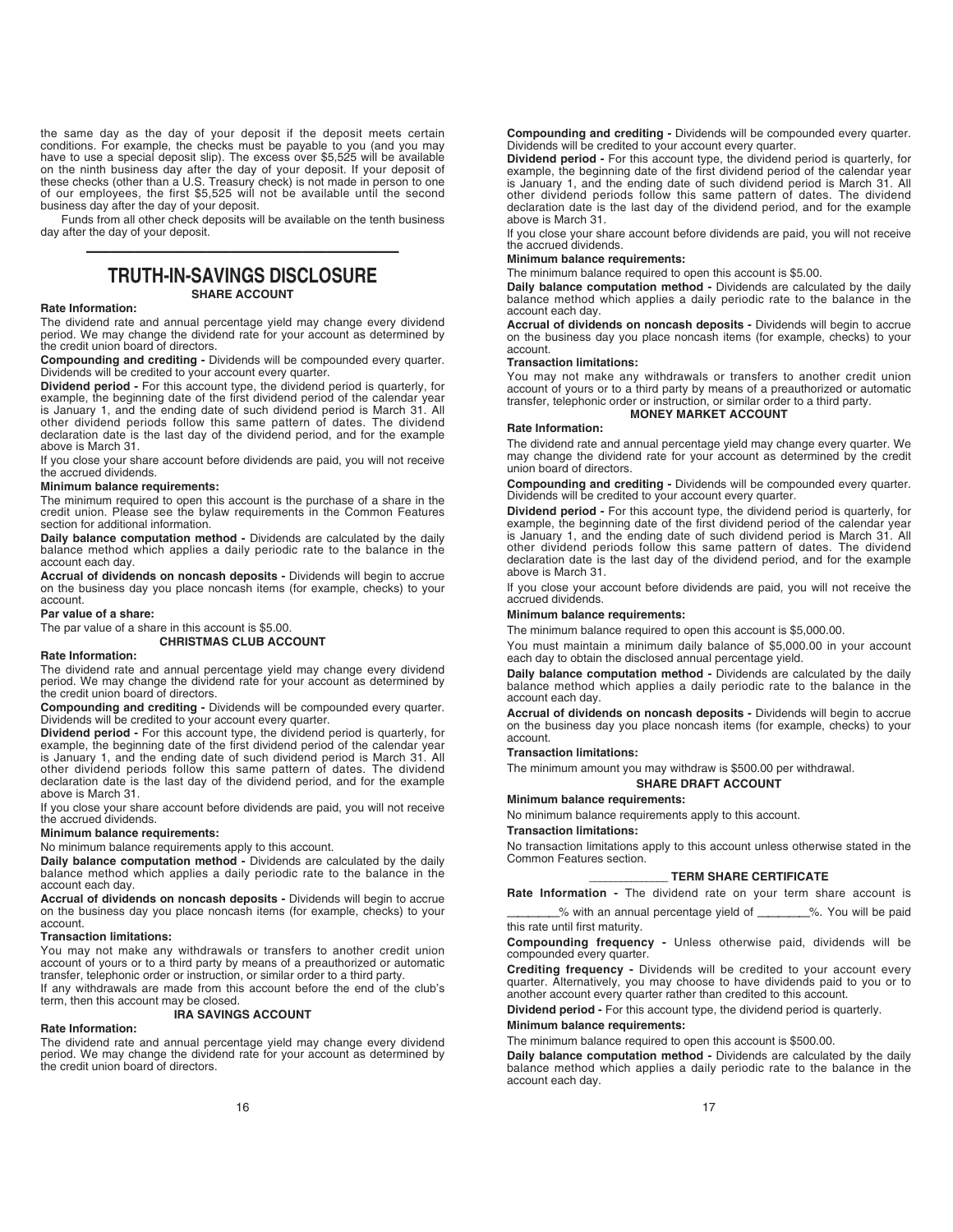the same day as the day of your deposit if the deposit meets certain conditions. For example, the checks must be payable to you (and you may have to use a special deposit slip). The excess over $5,525 will be available on the ninth business day after the day of your deposit. If your deposit of these checks (other than a U.S. Treasury check) is not made in person to one of our employees, the first $5,525 will not be available until the second business day after the day of your deposit.

Funds from all other check deposits will be available on the tenth business day after the day of your deposit.

---

# TRUTH-IN-SAVINGS DISCLOSURE

## SHARE ACCOUNT

**Rate Information:**

The dividend rate and annual percentage yield may change every dividend period. We may change the dividend rate for your account as determined by the credit union board of directors.

**Compounding and crediting -** Dividends will be compounded every quarter. Dividends will be credited to your account every quarter.

**Dividend period -** For this account type, the dividend period is quarterly, for example, the beginning date of the first dividend period of the calendar year is January 1, and the ending date of such dividend period is March 31. All other dividend periods follow this same pattern of dates. The dividend declaration date is the last day of the dividend period, and for the example above is March 31.

If you close your share account before dividends are paid, you will not receive the accrued dividends.

**Minimum balance requirements:**

The minimum required to open this account is the purchase of a share in the credit union. Please see the bylaw requirements in the Common Features section for additional information.

**Daily balance computation method -** Dividends are calculated by the daily balance method which applies a daily periodic rate to the balance in the account each day.

**Accrual of dividends on noncash deposits -** Dividends will begin to accrue on the business day you place noncash items (for example, checks) to your account.

**Par value of a share:**

The par value of a share in this account is $5.00.

## CHRISTMAS CLUB ACCOUNT

**Rate Information:**

The dividend rate and annual percentage yield may change every dividend period. We may change the dividend rate for your account as determined by the credit union board of directors.

**Compounding and crediting -** Dividends will be compounded every quarter. Dividends will be credited to your account every quarter.

**Dividend period -** For this account type, the dividend period is quarterly, for example, the beginning date of the first dividend period of the calendar year is January 1, and the ending date of such dividend period is March 31. All other dividend periods follow this same pattern of dates. The dividend declaration date is the last day of the dividend period, and for the example above is March 31.

If you close your share account before dividends are paid, you will not receive the accrued dividends.

**Minimum balance requirements:**

No minimum balance requirements apply to this account.

**Daily balance computation method -** Dividends are calculated by the daily balance method which applies a daily periodic rate to the balance in the account each day.

**Accrual of dividends on noncash deposits -** Dividends will begin to accrue on the business day you place noncash items (for example, checks) to your account.

**Transaction limitations:**

You may not make any withdrawals or transfers to another credit union account of yours or to a third party by means of a preauthorized or automatic transfer, telephonic order or instruction, or similar order to a third party.

If any withdrawals are made from this account before the end of the club's term, then this account may be closed.

## IRA SAVINGS ACCOUNT

**Rate Information:**

The dividend rate and annual percentage yield may change every dividend period. We may change the dividend rate for your account as determined by the credit union board of directors.

**Compounding and crediting -** Dividends will be compounded every quarter. Dividends will be credited to your account every quarter.

**Dividend period -** For this account type, the dividend period is quarterly, for example, the beginning date of the first dividend period of the calendar year is January 1, and the ending date of such dividend period is March 31. All other dividend periods follow this same pattern of dates. The dividend declaration date is the last day of the dividend period, and for the example above is March 31.

If you close your share account before dividends are paid, you will not receive the accrued dividends.

**Minimum balance requirements:**

The minimum balance required to open this account is $5.00.

**Daily balance computation method -** Dividends are calculated by the daily balance method which applies a daily periodic rate to the balance in the account each day.

**Accrual of dividends on noncash deposits -** Dividends will begin to accrue on the business day you place noncash items (for example, checks) to your account.

**Transaction limitations:**

You may not make any withdrawals or transfers to another credit union account of yours or to a third party by means of a preauthorized or automatic transfer, telephonic order or instruction, or similar order to a third party.

## MONEY MARKET ACCOUNT

**Rate Information:**

The dividend rate and annual percentage yield may change every quarter. We may change the dividend rate for your account as determined by the credit union board of directors.

**Compounding and crediting -** Dividends will be compounded every quarter. Dividends will be credited to your account every quarter.

**Dividend period -** For this account type, the dividend period is quarterly, for example, the beginning date of the first dividend period of the calendar year is January 1, and the ending date of such dividend period is March 31. All other dividend periods follow this same pattern of dates. The dividend declaration date is the last day of the dividend period, and for the example above is March 31.

If you close your account before dividends are paid, you will not receive the accrued dividends.

**Minimum balance requirements:**

The minimum balance required to open this account is $5,000.00.

You must maintain a minimum daily balance of $5,000.00 in your account each day to obtain the disclosed annual percentage yield.

**Daily balance computation method -** Dividends are calculated by the daily balance method which applies a daily periodic rate to the balance in the account each day.

**Accrual of dividends on noncash deposits -** Dividends will begin to accrue on the business day you place noncash items (for example, checks) to your account.

**Transaction limitations:**

The minimum amount you may withdraw is $500.00 per withdrawal.

## SHARE DRAFT ACCOUNT

**Minimum balance requirements:**

No minimum balance requirements apply to this account.

**Transaction limitations:**

No transaction limitations apply to this account unless otherwise stated in the Common Features section.

## ____________ TERM SHARE CERTIFICATE

**Rate Information -** The dividend rate on your term share account is ________% with an annual percentage yield of ________%. You will be paid this rate until first maturity.

**Compounding frequency -** Unless otherwise paid, dividends will be compounded every quarter.

**Crediting frequency -** Dividends will be credited to your account every quarter. Alternatively, you may choose to have dividends paid to you or to another account every quarter rather than credited to this account.

**Dividend period -** For this account type, the dividend period is quarterly.

**Minimum balance requirements:**

The minimum balance required to open this account is $500.00.

**Daily balance computation method -** Dividends are calculated by the daily balance method which applies a daily periodic rate to the balance in the account each day.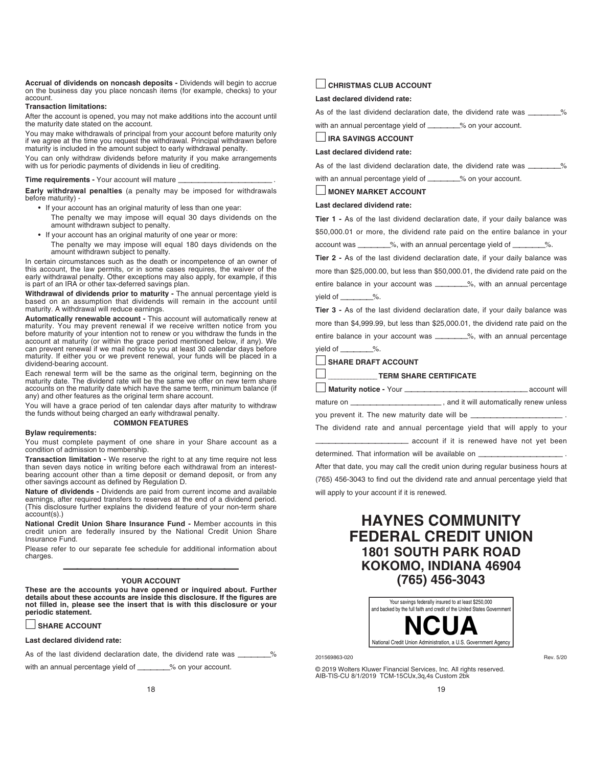**Accrual of dividends on noncash deposits -** Dividends will begin to accrue on the business day you place noncash items (for example, checks) to your account.

**Transaction limitations:**

After the account is opened, you may not make additions into the account until the maturity date stated on the account.

You may make withdrawals of principal from your account before maturity only if we agree at the time you request the withdrawal. Principal withdrawn before maturity is included in the amount subject to early withdrawal penalty.

You can only withdraw dividends before maturity if you make arrangements with us for periodic payments of dividends in lieu of crediting.

**Time requirements -** Your account will mature ______________________ .

**Early withdrawal penalties** (a penalty may be imposed for withdrawals before maturity) -

- If your account has an original maturity of less than one year:
  The penalty we may impose will equal 30 days dividends on the amount withdrawn subject to penalty.
- If your account has an original maturity of one year or more:
  The penalty we may impose will equal 180 days dividends on the amount withdrawn subject to penalty.

In certain circumstances such as the death or incompetence of an owner of this account, the law permits, or in some cases requires, the waiver of the early withdrawal penalty. Other exceptions may also apply, for example, if this is part of an IRA or other tax-deferred savings plan.

**Withdrawal of dividends prior to maturity -** The annual percentage yield is based on an assumption that dividends will remain in the account until maturity. A withdrawal will reduce earnings.

**Automatically renewable account -** This account will automatically renew at maturity. You may prevent renewal if we receive written notice from you before maturity of your intention not to renew or you withdraw the funds in the account at maturity (or within the grace period mentioned below, if any). We can prevent renewal if we mail notice to you at least 30 calendar days before maturity. If either you or we prevent renewal, your funds will be placed in a dividend-bearing account.

Each renewal term will be the same as the original term, beginning on the maturity date. The dividend rate will be the same we offer on new term share accounts on the maturity date which have the same term, minimum balance (if any) and other features as the original term share account.

You will have a grace period of ten calendar days after maturity to withdraw the funds without being charged an early withdrawal penalty.

**COMMON FEATURES**

**Bylaw requirements:**

You must complete payment of one share in your Share account as a condition of admission to membership.

**Transaction limitation -** We reserve the right to at any time require not less than seven days notice in writing before each withdrawal from an interest-bearing account other than a time deposit or demand deposit, or from any other savings account as defined by Regulation D.

**Nature of dividends -** Dividends are paid from current income and available earnings, after required transfers to reserves at the end of a dividend period. (This disclosure further explains the dividend feature of your non-term share account(s).)

**National Credit Union Share Insurance Fund -** Member accounts in this credit union are federally insured by the National Credit Union Share Insurance Fund.

Please refer to our separate fee schedule for additional information about charges.

---

**YOUR ACCOUNT**

**These are the accounts you have opened or inquired about. Further details about these accounts are inside this disclosure. If the figures are not filled in, please see the insert that is with this disclosure or your periodic statement.**

☐ **SHARE ACCOUNT**

**Last declared dividend rate:**

As of the last dividend declaration date, the dividend rate was ________% with an annual percentage yield of ________% on your account.

☐ **CHRISTMAS CLUB ACCOUNT**

**Last declared dividend rate:**

As of the last dividend declaration date, the dividend rate was ________% with an annual percentage yield of ________% on your account.

☐ **IRA SAVINGS ACCOUNT**

**Last declared dividend rate:**

As of the last dividend declaration date, the dividend rate was ________% with an annual percentage yield of ________% on your account.

☐ **MONEY MARKET ACCOUNT**

**Last declared dividend rate:**

**Tier 1 -** As of the last dividend declaration date, if your daily balance was $50,000.01 or more, the dividend rate paid on the entire balance in your account was ________%, with an annual percentage yield of ________%.

**Tier 2 -** As of the last dividend declaration date, if your daily balance was more than $25,000.00, but less than $50,000.01, the dividend rate paid on the entire balance in your account was ________%, with an annual percentage yield of ________%.

**Tier 3 -** As of the last dividend declaration date, if your daily balance was more than $4,999.99, but less than $25,000.01, the dividend rate paid on the entire balance in your account was ________%, with an annual percentage yield of ________%.

☐ **SHARE DRAFT ACCOUNT**

☐ ____________ **TERM SHARE CERTIFICATE**

☐ **Maturity notice -** Your ______________________________ account will mature on ______________________ , and it will automatically renew unless you prevent it. The new maturity date will be ______________________ . The dividend rate and annual percentage yield that will apply to your ______________________ account if it is renewed have not yet been determined. That information will be available on ____________________ . After that date, you may call the credit union during regular business hours at (765) 456-3043 to find out the dividend rate and annual percentage yield that will apply to your account if it is renewed.

## HAYNES COMMUNITY FEDERAL CREDIT UNION
### 1801 SOUTH PARK ROAD
### KOKOMO, INDIANA 46904
### (765) 456-3043

Your savings federally insured to at least $250,000 and backed by the full faith and credit of the United States Government

**NCUA**

National Credit Union Administration, a U.S. Government Agency

201569863-020

Rev. 5/20

© 2019 Wolters Kluwer Financial Services, Inc. All rights reserved.
AIB-TIS-CU 8/1/2019 TCM-15CUx,3q,4s Custom 2bk